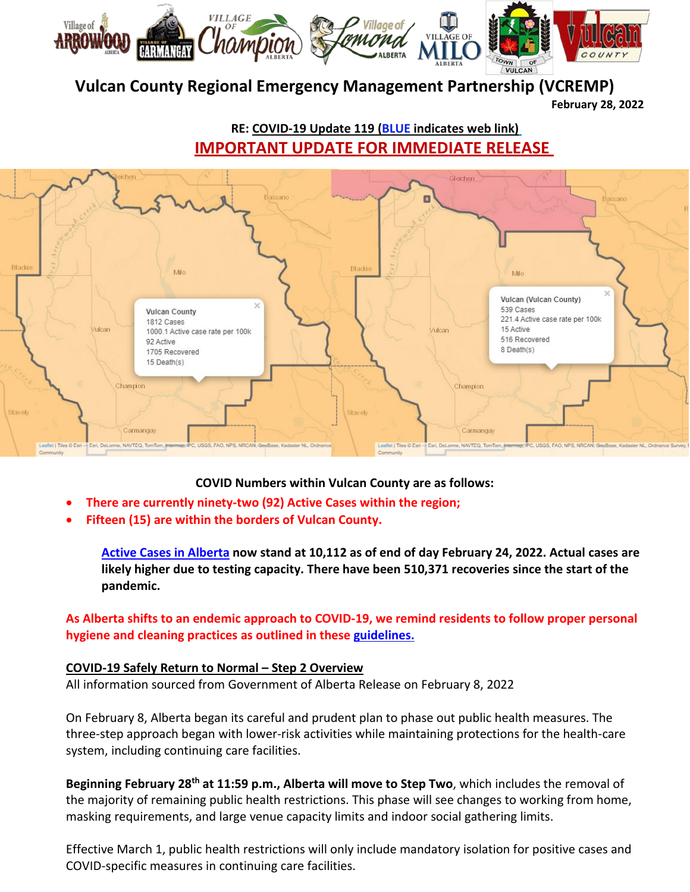# Vulcan County Regional Emergency Management Partnership (VCREMP)

**February 28, 2022**

**RE: COVID-19 Update 119 (BLUE indicates web link)**

## IMPORTANT UPDATE FOR IMMEDIATE RELEASE

Vulcan County
1812 Cases
1000.1 Active case rate per 100k
92 Active
1705 Recovered
15 Death(s)

Vulcan (Vulcan County)
539 Cases
221.4 Active case rate per 100k
15 Active
516 Recovered
8 Death(s)

**COVID Numbers within Vulcan County are as follows:**

- **There are currently ninety-two (92) Active Cases within the region;**
- **Fifteen (15) are within the borders of Vulcan County.**

**Active Cases in Alberta now stand at 10,112 as of end of day February 24, 2022. Actual cases are likely higher due to testing capacity. There have been 510,371 recoveries since the start of the pandemic.**

**As Alberta shifts to an endemic approach to COVID-19, we remind residents to follow proper personal hygiene and cleaning practices as outlined in these guidelines.**

**COVID-19 Safely Return to Normal – Step 2 Overview**

All information sourced from Government of Alberta Release on February 8, 2022

On February 8, Alberta began its careful and prudent plan to phase out public health measures. The three-step approach began with lower-risk activities while maintaining protections for the health-care system, including continuing care facilities.

**Beginning February 28th at 11:59 p.m., Alberta will move to Step Two**, which includes the removal of the majority of remaining public health restrictions. This phase will see changes to working from home, masking requirements, and large venue capacity limits and indoor social gathering limits.

Effective March 1, public health restrictions will only include mandatory isolation for positive cases and COVID-specific measures in continuing care facilities.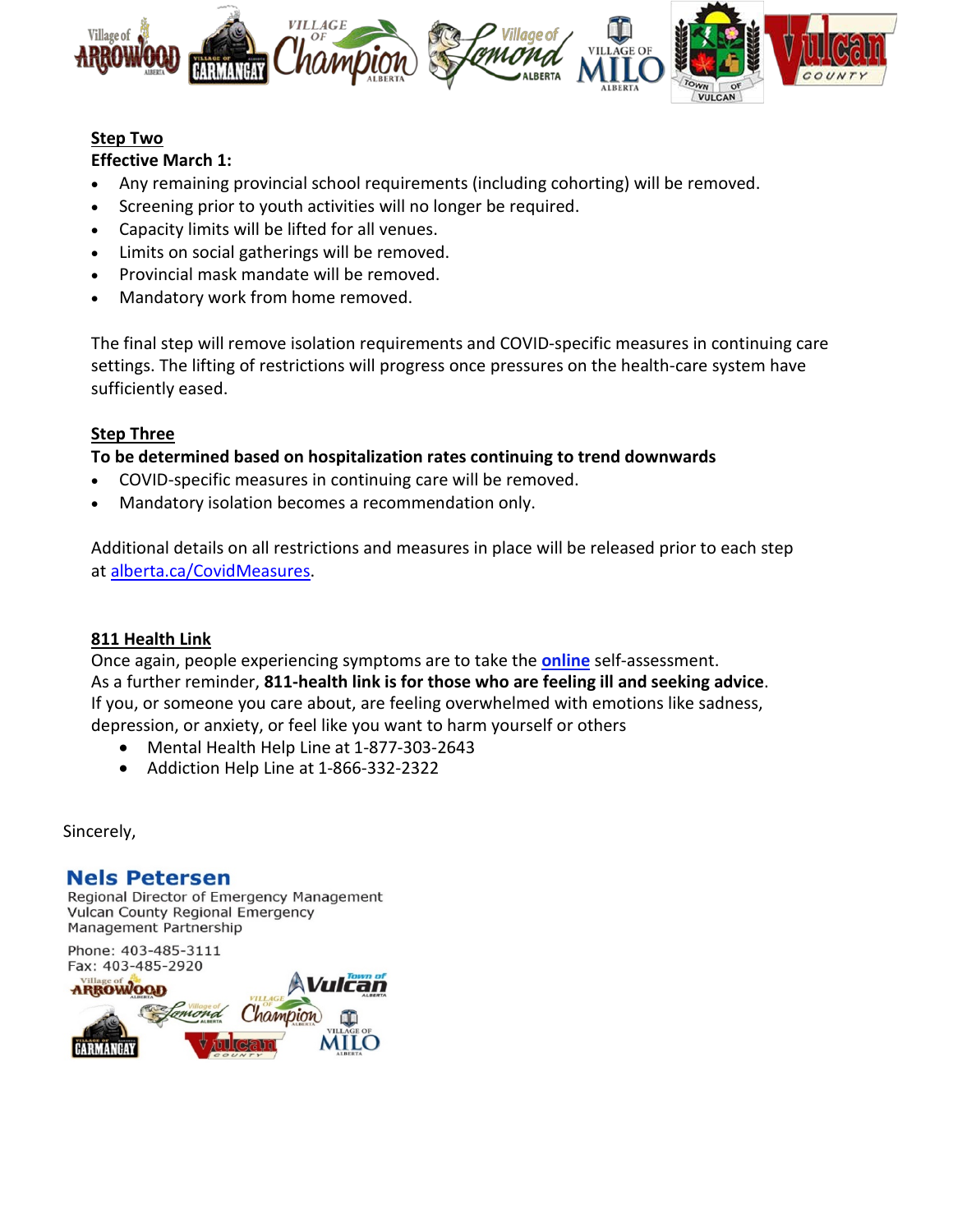**Step Two**

**Effective March 1:**

- Any remaining provincial school requirements (including cohorting) will be removed.
- Screening prior to youth activities will no longer be required.
- Capacity limits will be lifted for all venues.
- Limits on social gatherings will be removed.
- Provincial mask mandate will be removed.
- Mandatory work from home removed.

The final step will remove isolation requirements and COVID-specific measures in continuing care settings. The lifting of restrictions will progress once pressures on the health-care system have sufficiently eased.

**Step Three**

**To be determined based on hospitalization rates continuing to trend downwards**

- COVID-specific measures in continuing care will be removed.
- Mandatory isolation becomes a recommendation only.

Additional details on all restrictions and measures in place will be released prior to each step at alberta.ca/CovidMeasures.

**811 Health Link**

Once again, people experiencing symptoms are to take the **online** self-assessment.
As a further reminder, **811-health link is for those who are feeling ill and seeking advice**.
If you, or someone you care about, are feeling overwhelmed with emotions like sadness, depression, or anxiety, or feel like you want to harm yourself or others

- Mental Health Help Line at 1-877-303-2643
- Addiction Help Line at 1-866-332-2322

Sincerely,

**Nels Petersen**
Regional Director of Emergency Management
Vulcan County Regional Emergency Management Partnership

Phone: 403-485-3111
Fax: 403-485-2920